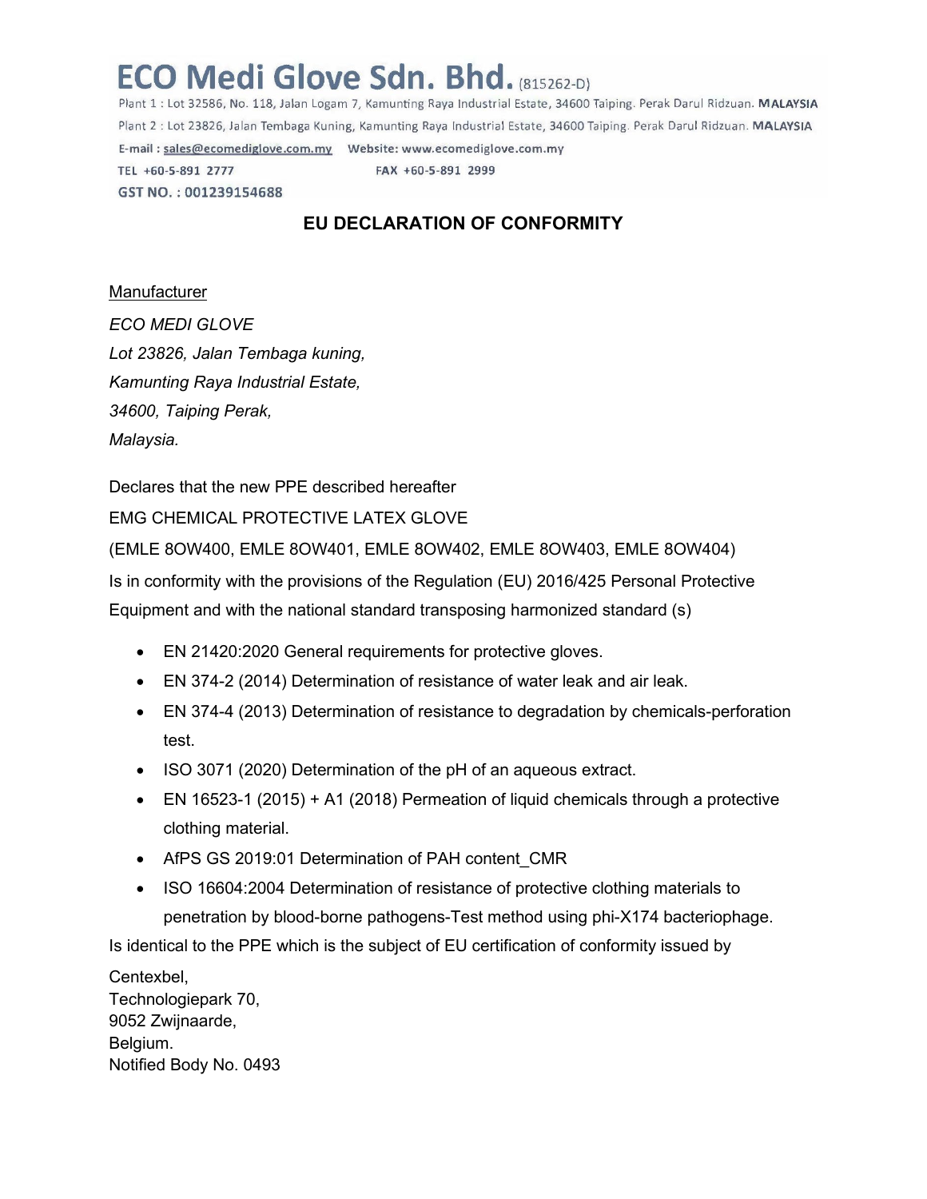# ECO Medi Glove Sdn. Bhd. (815262-D)

Plant 1 : Lot 32586, No. 118, Jalan Logam 7, Kamunting Raya Industrial Estate, 34600 Taiping. Perak Darul Ridzuan. **MALAYSIA**

Plant 2 : Lot 23826, Jalan Tembaga Kuning, Kamunting Raya Industrial Estate, 34600 Taiping. Perak Darul Ridzuan. **MALAYSIA**

E-mail : sales@ecomediglove.com.my Website: www.ecomediglove.com.my

TEL +60-5-891 2777 FAX +60-5-891 2999

**GST NO. : 001239154688**

## EU DECLARATION OF CONFORMITY

Manufacturer

*ECO MEDI GLOVE*
*Lot 23826, Jalan Tembaga kuning,*
*Kamunting Raya Industrial Estate,*
*34600, Taiping Perak,*
*Malaysia.*

Declares that the new PPE described hereafter

EMG CHEMICAL PROTECTIVE LATEX GLOVE

(EMLE 8OW400, EMLE 8OW401, EMLE 8OW402, EMLE 8OW403, EMLE 8OW404)

Is in conformity with the provisions of the Regulation (EU) 2016/425 Personal Protective Equipment and with the national standard transposing harmonized standard (s)

- EN 21420:2020 General requirements for protective gloves.
- EN 374-2 (2014) Determination of resistance of water leak and air leak.
- EN 374-4 (2013) Determination of resistance to degradation by chemicals-perforation test.
- ISO 3071 (2020) Determination of the pH of an aqueous extract.
- EN 16523-1 (2015) + A1 (2018) Permeation of liquid chemicals through a protective clothing material.
- AfPS GS 2019:01 Determination of PAH content_CMR
- ISO 16604:2004 Determination of resistance of protective clothing materials to penetration by blood-borne pathogens-Test method using phi-X174 bacteriophage.

Is identical to the PPE which is the subject of EU certification of conformity issued by

Centexbel,
Technologiepark 70,
9052 Zwijnaarde,
Belgium.
Notified Body No. 0493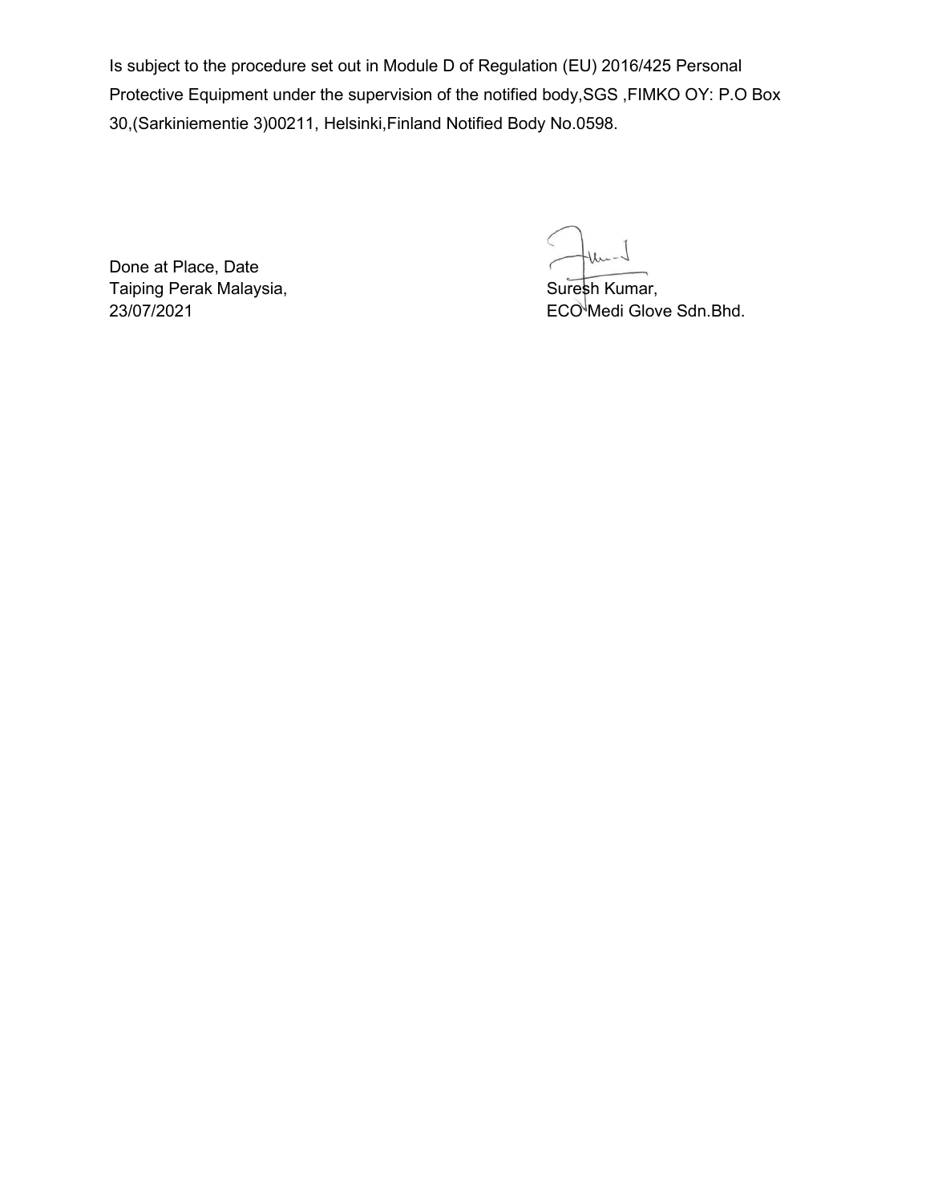Is subject to the procedure set out in Module D of Regulation (EU) 2016/425 Personal Protective Equipment under the supervision of the notified body,SGS ,FIMKO OY: P.O Box 30,(Sarkiniementie 3)00211, Helsinki,Finland Notified Body No.0598.

Done at Place, Date
Taiping Perak Malaysia,
23/07/2021

Suresh Kumar,
ECO Medi Glove Sdn.Bhd.